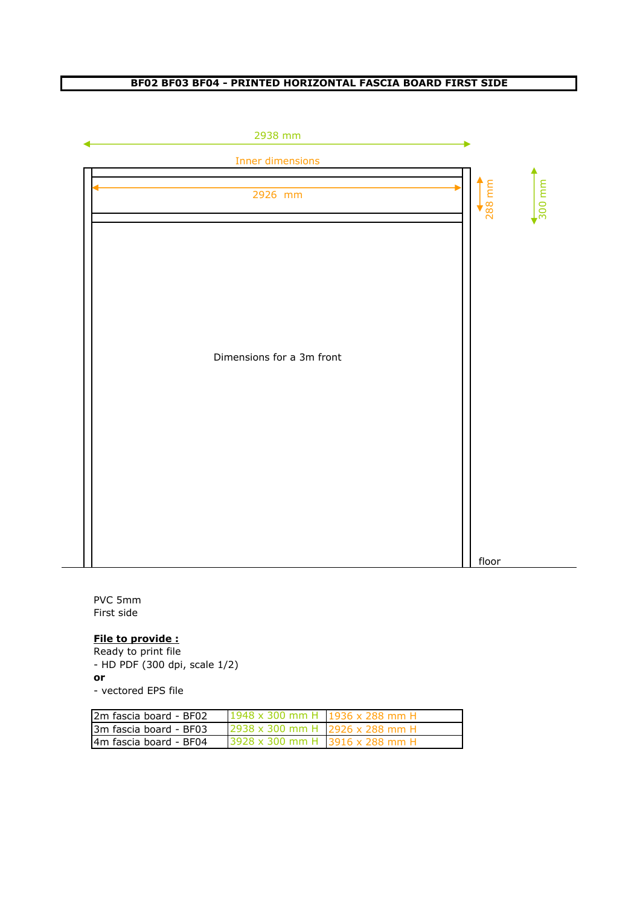# BF02 BF03 BF04 - PRINTED HORIZONTAL FASCIA BOARD FIRST SIDE

2938 mm

Inner dimensions

2926 mm

288 mm

300 mm

Dimensions for a 3m front

floor

PVC 5mm
First side

**File to provide :**
Ready to print file
- HD PDF (300 dpi, scale 1/2)

**or**

- vectored EPS file

| | | |
|---|---|---|
| 2m fascia board - BF02 | 1948 x 300 mm H | 1936 x 288 mm H |
| 3m fascia board - BF03 | 2938 x 300 mm H | 2926 x 288 mm H |
| 4m fascia board - BF04 | 3928 x 300 mm H | 3916 x 288 mm H |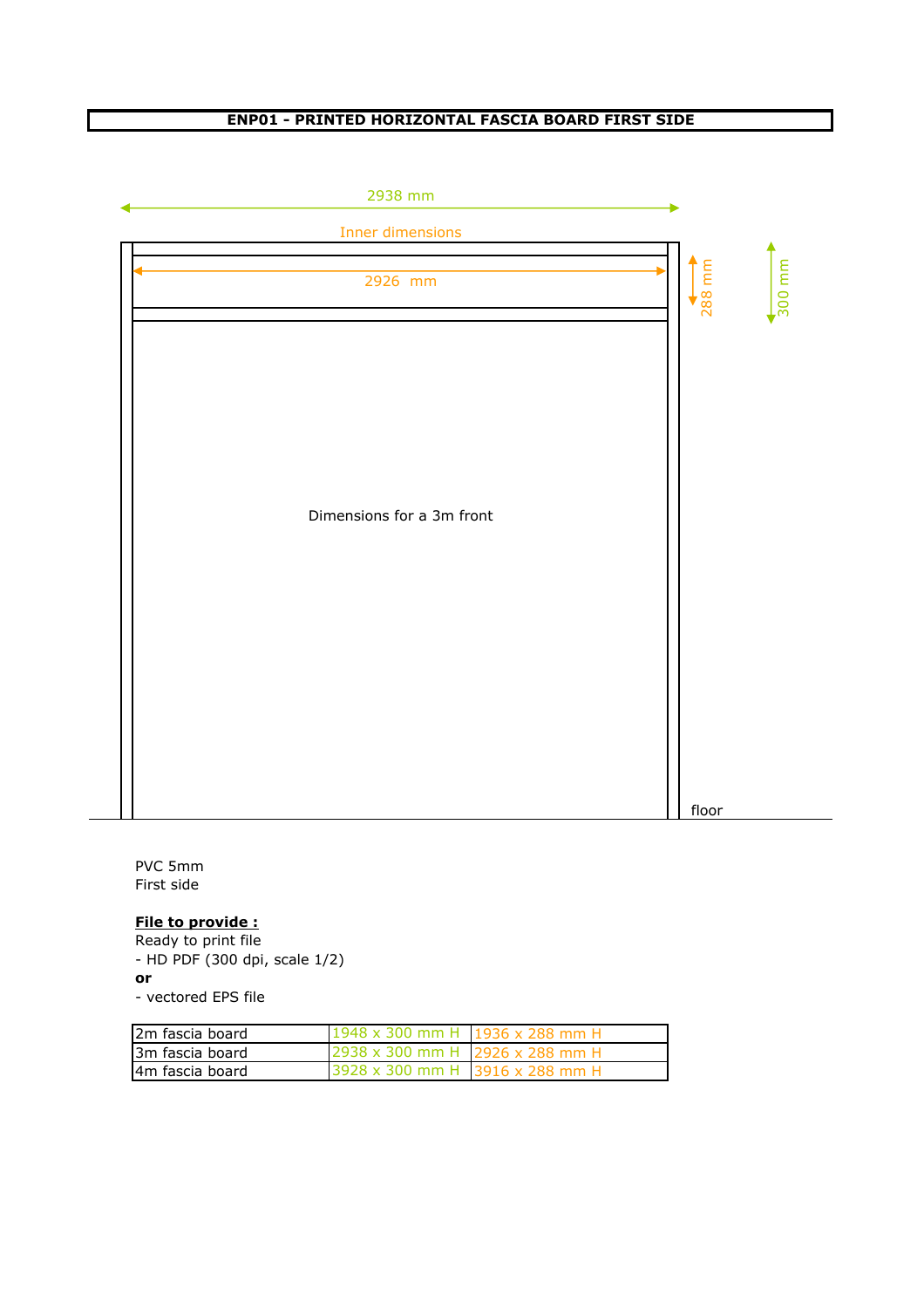# ENP01 - PRINTED HORIZONTAL FASCIA BOARD FIRST SIDE

2938 mm

Inner dimensions

2926 mm

288 mm

300 mm

Dimensions for a 3m front

floor

PVC 5mm
First side

**File to provide :**
Ready to print file
- HD PDF (300 dpi, scale 1/2)

**or**
- vectored EPS file

| | | |
|---|---|---|
| 2m fascia board | 1948 x 300 mm H | 1936 x 288 mm H |
| 3m fascia board | 2938 x 300 mm H | 2926 x 288 mm H |
| 4m fascia board | 3928 x 300 mm H | 3916 x 288 mm H |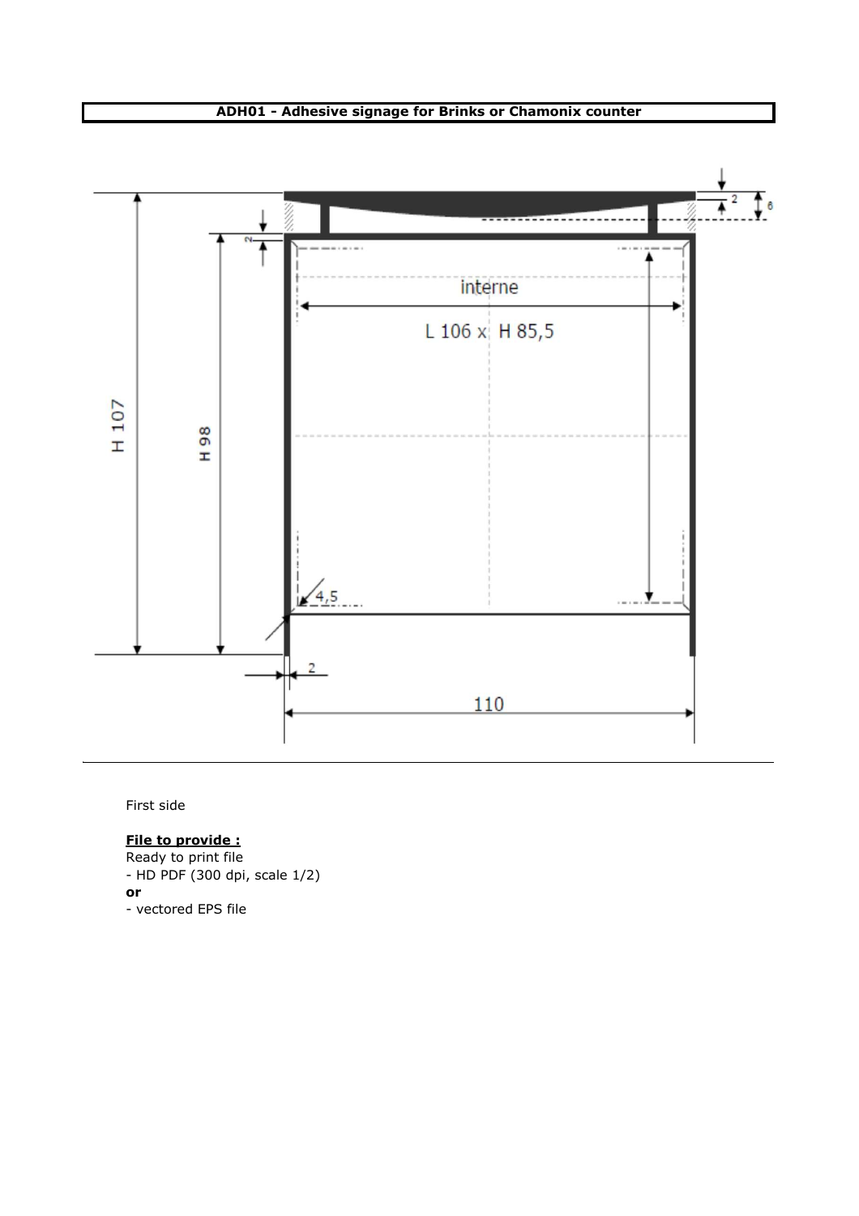**ADH01 - Adhesive signage for Brinks or Chamonix counter**

interne

L 106 x H 85,5

H 107

H 98

2

6

2

4,5

2

110

First side

**File to provide :**

Ready to print file

- HD PDF (300 dpi, scale 1/2)

**or**

- vectored EPS file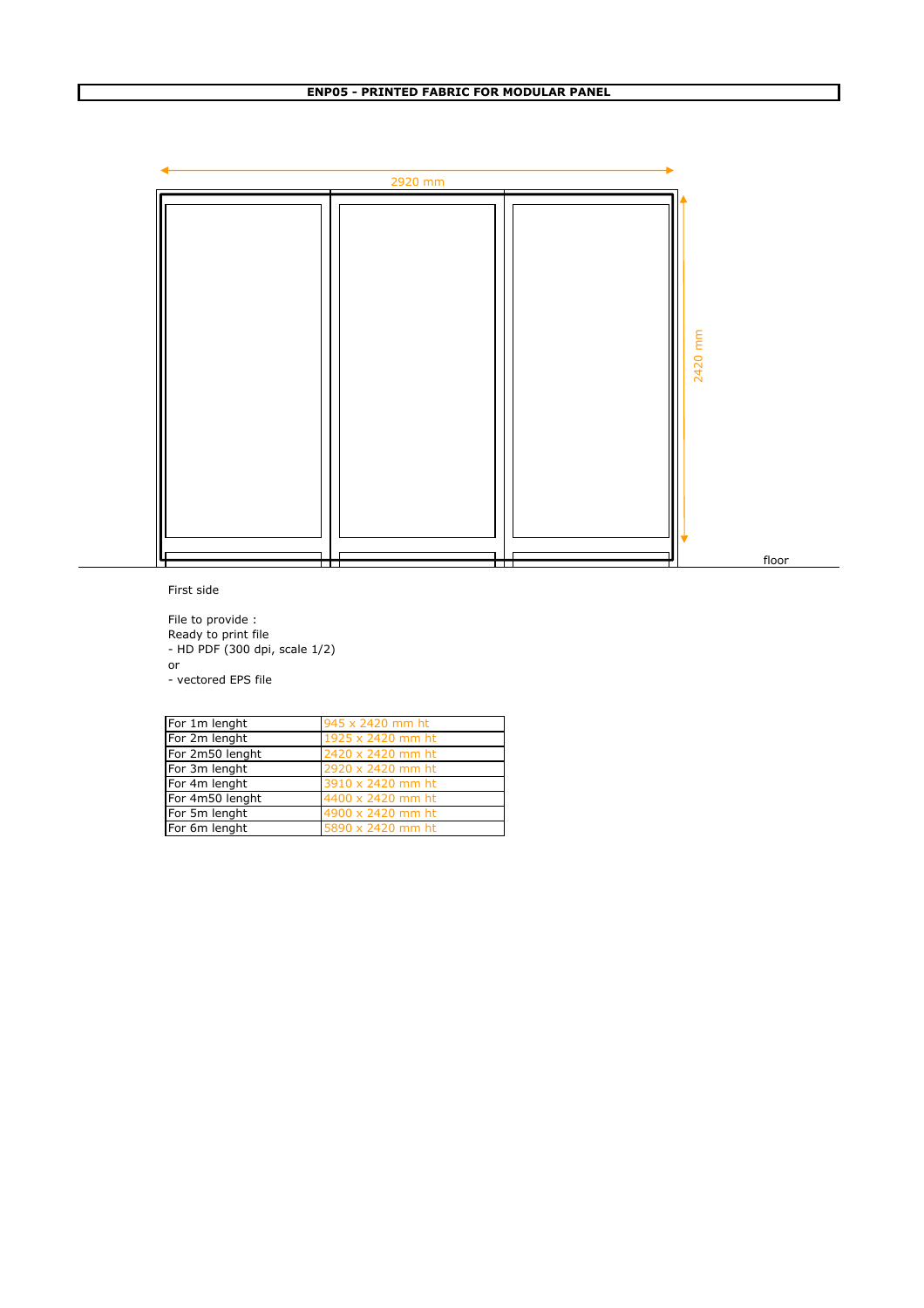# ENP05 - PRINTED FABRIC FOR MODULAR PANEL

2920 mm

2420 mm

floor

First side

File to provide :
Ready to print file
- HD PDF (300 dpi, scale 1/2)
or
- vectored EPS file

| | |
|---|---|
| For 1m lenght | 945 x 2420 mm ht |
| For 2m lenght | 1925 x 2420 mm ht |
| For 2m50 lenght | 2420 x 2420 mm ht |
| For 3m lenght | 2920 x 2420 mm ht |
| For 4m lenght | 3910 x 2420 mm ht |
| For 4m50 lenght | 4400 x 2420 mm ht |
| For 5m lenght | 4900 x 2420 mm ht |
| For 6m lenght | 5890 x 2420 mm ht |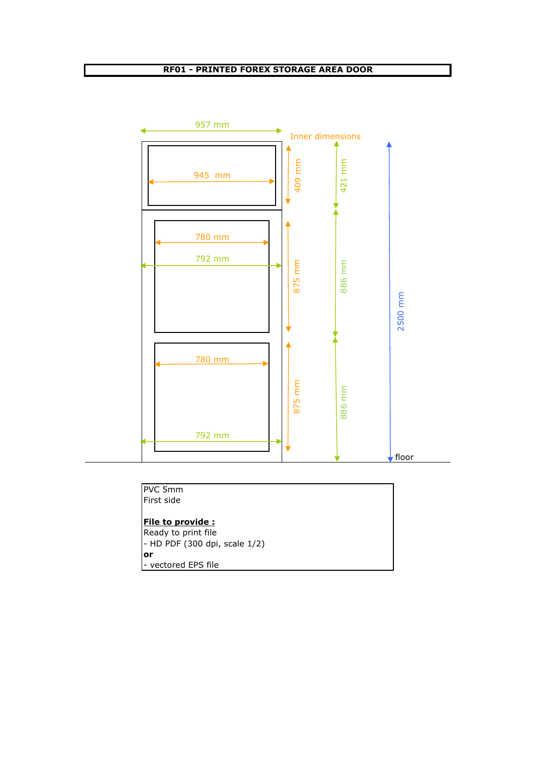# RF01 - PRINTED FOREX STORAGE AREA DOOR

957 mm

Inner dimensions

945 mm

409 mm

421 mm

780 mm

792 mm

875 mm

886 mm

2500 mm

780 mm

875 mm

886 mm

792 mm

floor

PVC 5mm
First side

**File to provide :**
Ready to print file
- HD PDF (300 dpi, scale 1/2)

**or**
- vectored EPS file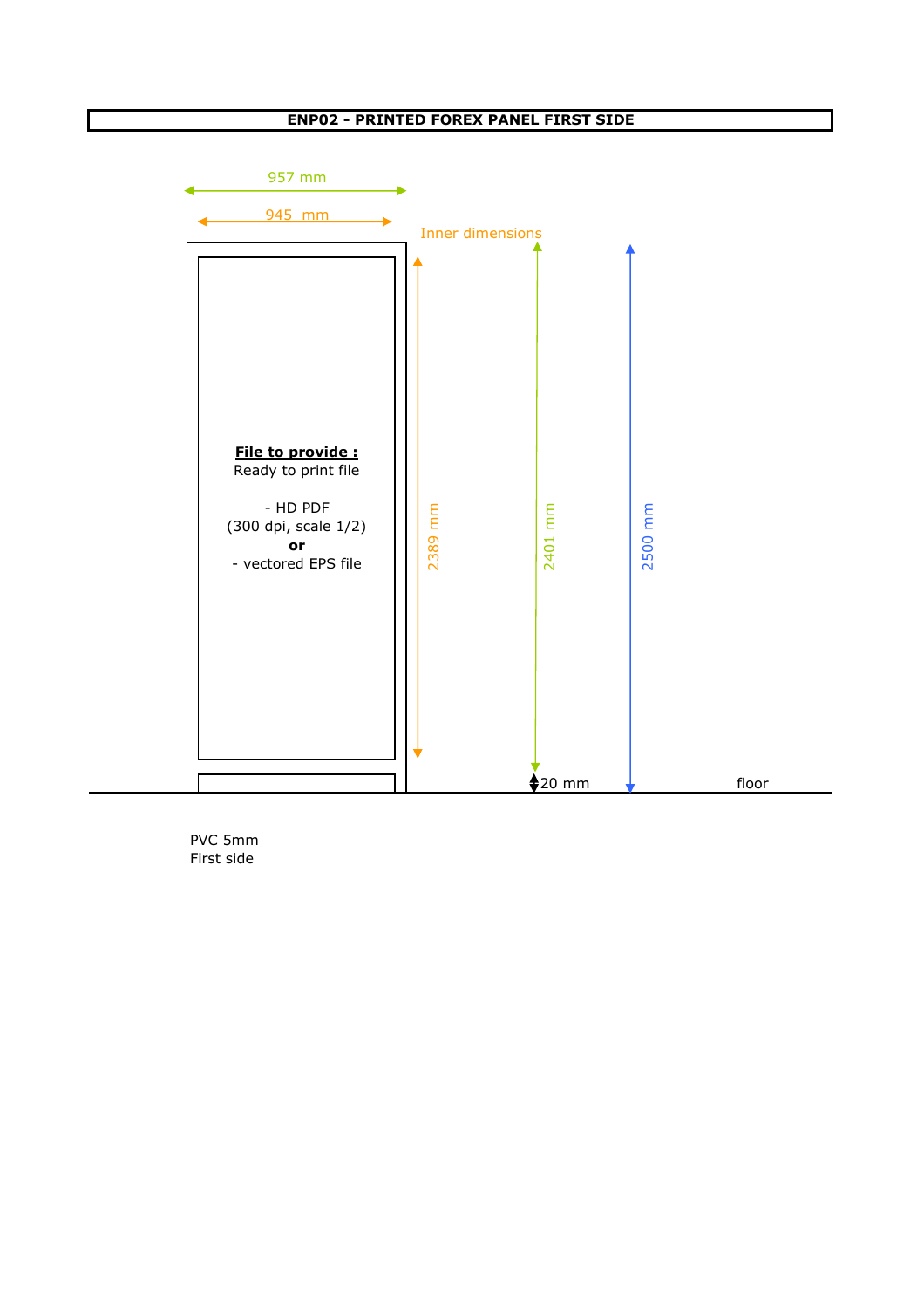# ENP02 - PRINTED FOREX PANEL FIRST SIDE

957 mm

945 mm

Inner dimensions

**File to provide :**
Ready to print file

- HD PDF
(300 dpi, scale 1/2)
**or**
- vectored EPS file

2389 mm

2401 mm

2500 mm

20 mm

floor

PVC 5mm
First side